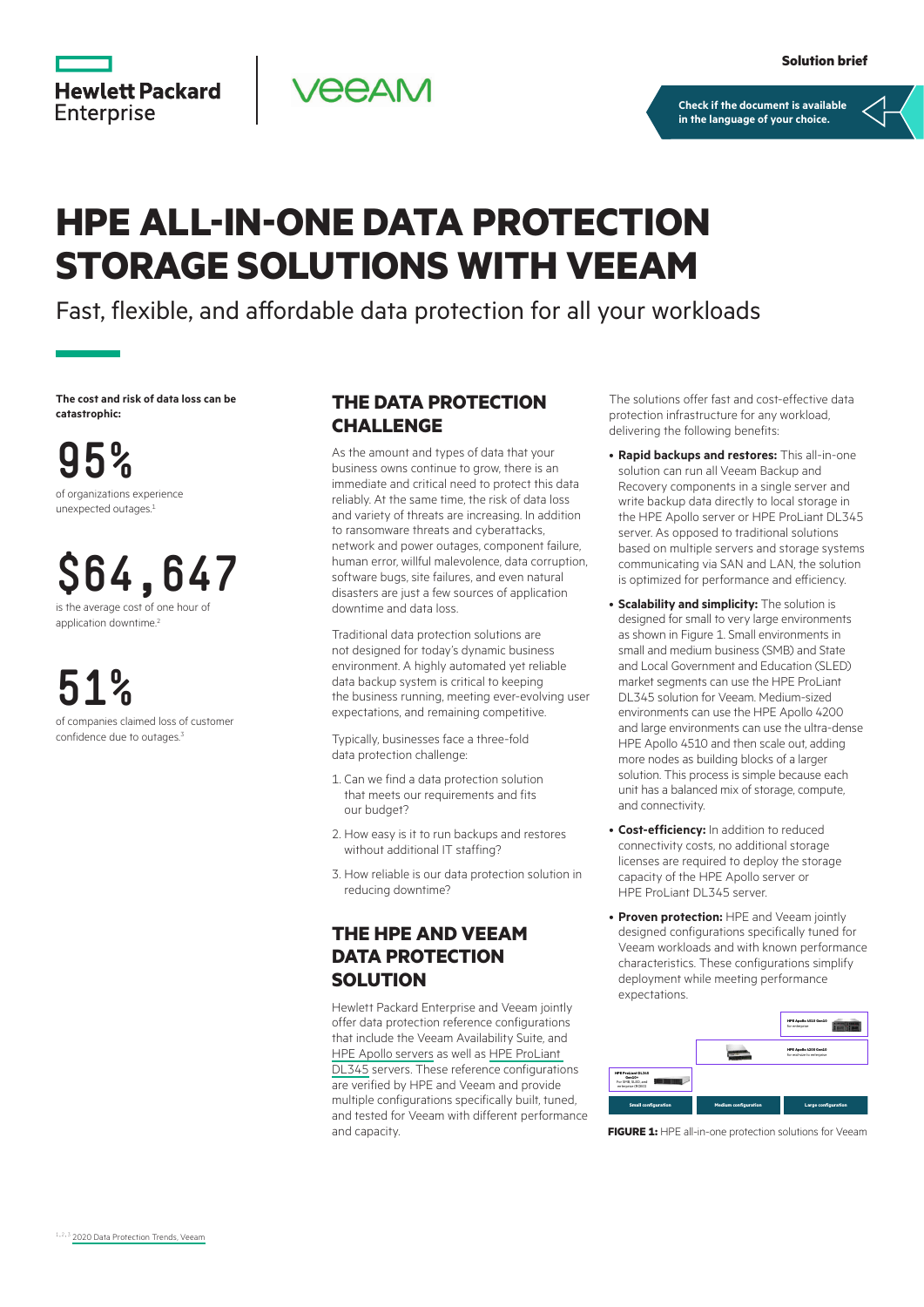Solution brief

Check if the document is available in the language of your choice.

# HPE ALL-IN-ONE DATA PROTECTION STORAGE SOLUTIONS WITH VEEAM

Fast, flexible, and affordable data protection for all your workloads

**The cost and risk of data loss can be catastrophic:**

**95%**
of organizations experience unexpected outages.[1]

**$64,647**
is the average cost of one hour of application downtime.[2]

**51%**
of companies claimed loss of customer confidence due to outages.[3]

## THE DATA PROTECTION CHALLENGE

As the amount and types of data that your business owns continue to grow, there is an immediate and critical need to protect this data reliably. At the same time, the risk of data loss and variety of threats are increasing. In addition to ransomware threats and cyberattacks, network and power outages, component failure, human error, willful malevolence, data corruption, software bugs, site failures, and even natural disasters are just a few sources of application downtime and data loss.

Traditional data protection solutions are not designed for today's dynamic business environment. A highly automated yet reliable data backup system is critical to keeping the business running, meeting ever-evolving user expectations, and remaining competitive.

Typically, businesses face a three-fold data protection challenge:

1. Can we find a data protection solution that meets our requirements and fits our budget?
2. How easy is it to run backups and restores without additional IT staffing?
3. How reliable is our data protection solution in reducing downtime?

## THE HPE AND VEEAM DATA PROTECTION SOLUTION

Hewlett Packard Enterprise and Veeam jointly offer data protection reference configurations that include the Veeam Availability Suite, and HPE Apollo servers as well as HPE ProLiant DL345 servers. These reference configurations are verified by HPE and Veeam and provide multiple configurations specifically built, tuned, and tested for Veeam with different performance and capacity.

The solutions offer fast and cost-effective data protection infrastructure for any workload, delivering the following benefits:

- **Rapid backups and restores:** This all-in-one solution can run all Veeam Backup and Recovery components in a single server and write backup data directly to local storage in the HPE Apollo server or HPE ProLiant DL345 server. As opposed to traditional solutions based on multiple servers and storage systems communicating via SAN and LAN, the solution is optimized for performance and efficiency.
- **Scalability and simplicity:** The solution is designed for small to very large environments as shown in Figure 1. Small environments in small and medium business (SMB) and State and Local Government and Education (SLED) market segments can use the HPE ProLiant DL345 solution for Veeam. Medium-sized environments can use the HPE Apollo 4200 and large environments can use the ultra-dense HPE Apollo 4510 and then scale out, adding more nodes as building blocks of a larger solution. This process is simple because each unit has a balanced mix of storage, compute, and connectivity.
- **Cost-efficiency:** In addition to reduced connectivity costs, no additional storage licenses are required to deploy the storage capacity of the HPE Apollo server or HPE ProLiant DL345 server.
- **Proven protection:** HPE and Veeam jointly designed configurations specifically tuned for Veeam workloads and with known performance characteristics. These configurations simplify deployment while meeting performance expectations.

**FIGURE 1:** HPE all-in-one protection solutions for Veeam

[1,2,3] 2020 Data Protection Trends, Veeam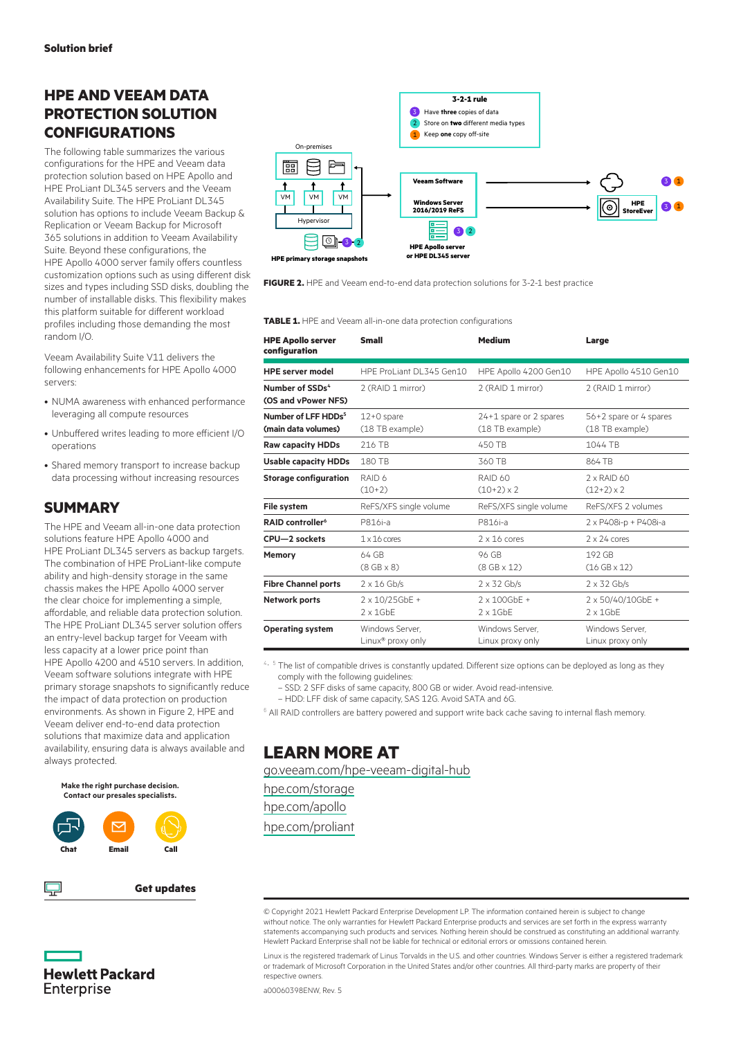Solution brief

## HPE AND VEEAM DATA PROTECTION SOLUTION CONFIGURATIONS

The following table summarizes the various configurations for the HPE and Veeam data protection solution based on HPE Apollo and HPE ProLiant DL345 servers and the Veeam Availability Suite. The HPE ProLiant DL345 solution has options to include Veeam Backup & Replication or Veeam Backup for Microsoft 365 solutions in addition to Veeam Availability Suite. Beyond these configurations, the HPE Apollo 4000 server family offers countless customization options such as using different disk sizes and types including SSD disks, doubling the number of installable disks. This flexibility makes this platform suitable for different workload profiles including those demanding the most random I/O.

Veeam Availability Suite V11 delivers the following enhancements for HPE Apollo 4000 servers:

- NUMA awareness with enhanced performance leveraging all compute resources
- Unbuffered writes leading to more efficient I/O operations
- Shared memory transport to increase backup data processing without increasing resources

## SUMMARY

The HPE and Veeam all-in-one data protection solutions feature HPE Apollo 4000 and HPE ProLiant DL345 servers as backup targets. The combination of HPE ProLiant-like compute ability and high-density storage in the same chassis makes the HPE Apollo 4000 server the clear choice for implementing a simple, affordable, and reliable data protection solution. The HPE ProLiant DL345 server solution offers an entry-level backup target for Veeam with less capacity at a lower price point than HPE Apollo 4200 and 4510 servers. In addition, Veeam software solutions integrate with HPE primary storage snapshots to significantly reduce the impact of data protection on production environments. As shown in Figure 2, HPE and Veeam deliver end-to-end data protection solutions that maximize data and application availability, ensuring data is always available and always protected.

3-2-1 rule
3 Have **three** copies of data
2 Store on **two** different media types
1 Keep **one** copy off-site

On-premises
VM VM VM
Hypervisor
3 2
HPE primary storage snapshots

Veeam Software
Windows Server 2016/2019 ReFS
3 2
HPE Apollo server or HPE DL345 server

3 1
HPE StoreEver 3 1

**FIGURE 2.** HPE and Veeam end-to-end data protection solutions for 3-2-1 best practice

**TABLE 1.** HPE and Veeam all-in-one data protection configurations

| HPE Apollo server configuration | Small | Medium | Large |
|---|---|---|---|
| **HPE server model** | HPE ProLiant DL345 Gen10 | HPE Apollo 4200 Gen10 | HPE Apollo 4510 Gen10 |
| **Number of SSDs[4] (OS and vPower NFS)** | 2 (RAID 1 mirror) | 2 (RAID 1 mirror) | 2 (RAID 1 mirror) |
| **Number of LFF HDDs[5] (main data volumes)** | 12+0 spare (18 TB example) | 24+1 spare or 2 spares (18 TB example) | 56+2 spare or 4 spares (18 TB example) |
| **Raw capacity HDDs** | 216 TB | 450 TB | 1044 TB |
| **Usable capacity HDDs** | 180 TB | 360 TB | 864 TB |
| **Storage configuration** | RAID 6 (10+2) | RAID 60 (10+2) x 2 | 2 x RAID 60 (12+2) x 2 |
| **File system** | ReFS/XFS single volume | ReFS/XFS single volume | ReFS/XFS 2 volumes |
| **RAID controller[6]** | P816i-a | P816i-a | 2 x P408i-p + P408i-a |
| **CPU—2 sockets** | 1 x 16 cores | 2 x 16 cores | 2 x 24 cores |
| **Memory** | 64 GB (8 GB x 8) | 96 GB (8 GB x 12) | 192 GB (16 GB x 12) |
| **Fibre Channel ports** | 2 x 16 Gb/s | 2 x 32 Gb/s | 2 x 32 Gb/s |
| **Network ports** | 2 x 10/25GbE + 2 x 1GbE | 2 x 100GbE + 2 x 1GbE | 2 x 50/40/10GbE + 2 x 1GbE |
| **Operating system** | Windows Server, Linux® proxy only | Windows Server, Linux proxy only | Windows Server, Linux proxy only |

[4], [5] The list of compatible drives is constantly updated. Different size options can be deployed as long as they comply with the following guidelines:
– SSD: 2 SFF disks of same capacity, 800 GB or wider. Avoid read-intensive.
– HDD: LFF disk of same capacity, SAS 12G. Avoid SATA and 6G.

[6] All RAID controllers are battery powered and support write back cache saving to internal flash memory.

## LEARN MORE AT

go.veeam.com/hpe-veeam-digital-hub
hpe.com/storage
hpe.com/apollo
hpe.com/proliant

Make the right purchase decision. Contact our presales specialists.

Chat Email Call

Get updates

Hewlett Packard Enterprise

© Copyright 2021 Hewlett Packard Enterprise Development LP. The information contained herein is subject to change without notice. The only warranties for Hewlett Packard Enterprise products and services are set forth in the express warranty statements accompanying such products and services. Nothing herein should be construed as constituting an additional warranty. Hewlett Packard Enterprise shall not be liable for technical or editorial errors or omissions contained herein.

Linux is the registered trademark of Linus Torvalds in the U.S. and other countries. Windows Server is either a registered trademark or trademark of Microsoft Corporation in the United States and/or other countries. All third-party marks are property of their respective owners.

a00060398ENW, Rev. 5